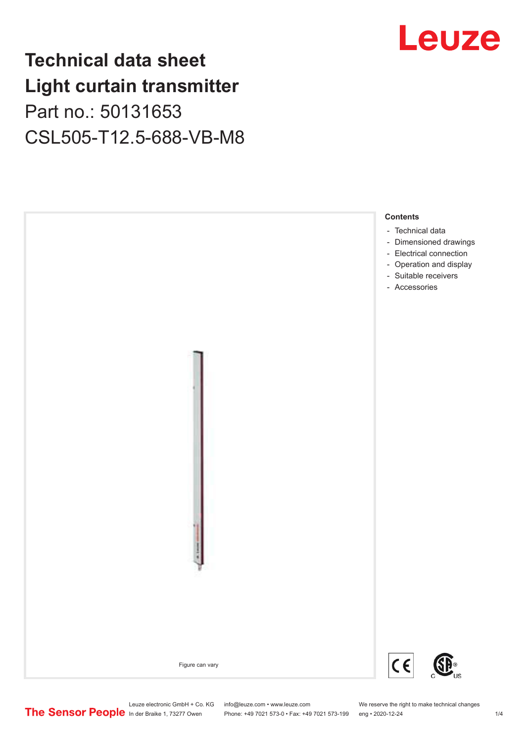# Technical data sheet
# Light curtain transmitter
## Part no.: 50131653
## CSL505-T12.5-688-VB-M8

Figure can vary

**Contents**

- Technical data
- Dimensioned drawings
- Electrical connection
- Operation and display
- Suitable receivers
- Accessories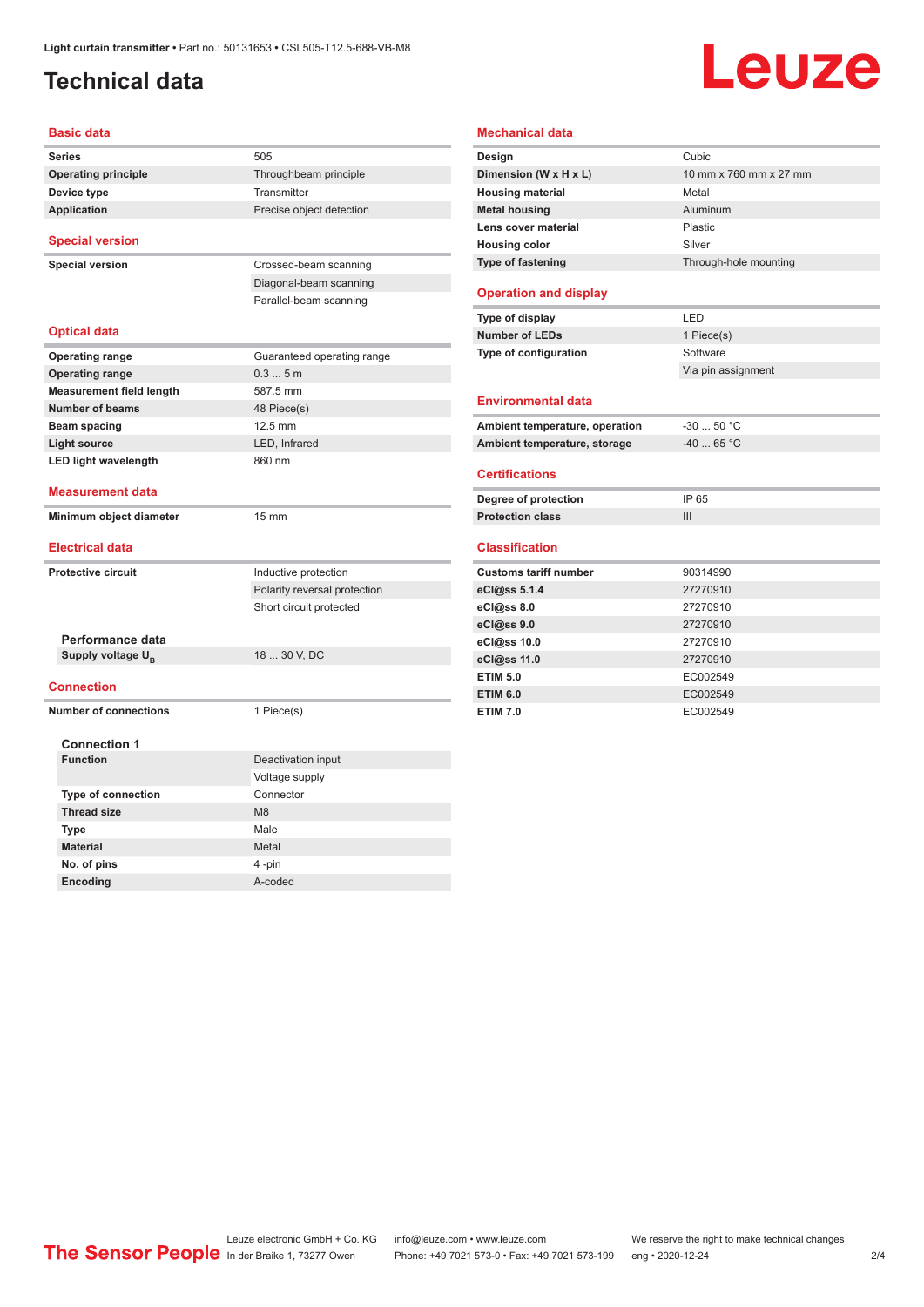# Technical data

## Basic data

| | |
|---|---|
| **Series** | 505 |
| **Operating principle** | Throughbeam principle |
| **Device type** | Transmitter |
| **Application** | Precise object detection |

## Special version

| | |
|---|---|
| **Special version** | Crossed-beam scanning |
| | Diagonal-beam scanning |
| | Parallel-beam scanning |

## Optical data

| | |
|---|---|
| **Operating range** | Guaranteed operating range |
| **Operating range** | 0.3 ... 5 m |
| **Measurement field length** | 587.5 mm |
| **Number of beams** | 48 Piece(s) |
| **Beam spacing** | 12.5 mm |
| **Light source** | LED, Infrared |
| **LED light wavelength** | 860 nm |

## Measurement data

| | |
|---|---|
| **Minimum object diameter** | 15 mm |

## Electrical data

| | |
|---|---|
| **Protective circuit** | Inductive protection |
| | Polarity reversal protection |
| | Short circuit protected |

### Performance data

| | |
|---|---|
| **Supply voltage $U_B$** | 18 ... 30 V, DC |

## Connection

| | |
|---|---|
| **Number of connections** | 1 Piece(s) |

### Connection 1

| | |
|---|---|
| **Function** | Deactivation input |
| | Voltage supply |
| **Type of connection** | Connector |
| **Thread size** | M8 |
| **Type** | Male |
| **Material** | Metal |
| **No. of pins** | 4 -pin |
| **Encoding** | A-coded |

## Mechanical data

| | |
|---|---|
| **Design** | Cubic |
| **Dimension (W x H x L)** | 10 mm x 760 mm x 27 mm |
| **Housing material** | Metal |
| **Metal housing** | Aluminum |
| **Lens cover material** | Plastic |
| **Housing color** | Silver |
| **Type of fastening** | Through-hole mounting |

## Operation and display

| | |
|---|---|
| **Type of display** | LED |
| **Number of LEDs** | 1 Piece(s) |
| **Type of configuration** | Software |
| | Via pin assignment |

## Environmental data

| | |
|---|---|
| **Ambient temperature, operation** | -30 ... 50 °C |
| **Ambient temperature, storage** | -40 ... 65 °C |

## Certifications

| | |
|---|---|
| **Degree of protection** | IP 65 |
| **Protection class** | III |

## Classification

| | |
|---|---|
| **Customs tariff number** | 90314990 |
| **eCl@ss 5.1.4** | 27270910 |
| **eCl@ss 8.0** | 27270910 |
| **eCl@ss 9.0** | 27270910 |
| **eCl@ss 10.0** | 27270910 |
| **eCl@ss 11.0** | 27270910 |
| **ETIM 5.0** | EC002549 |
| **ETIM 6.0** | EC002549 |
| **ETIM 7.0** | EC002549 |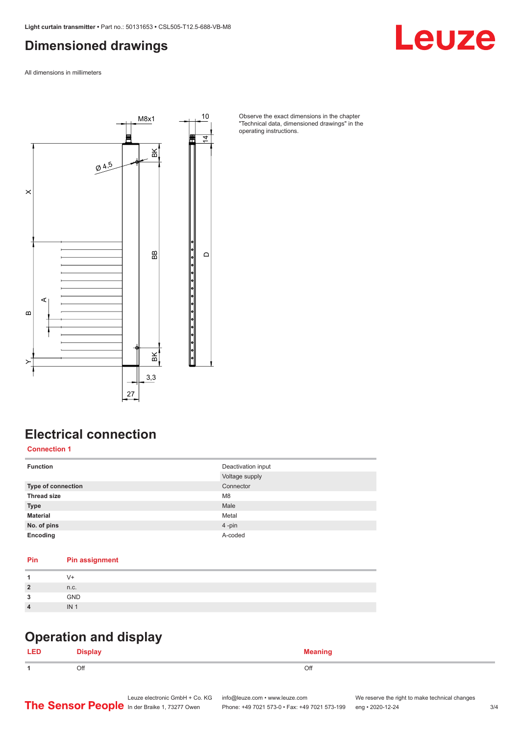# Dimensioned drawings

All dimensions in millimeters

Observe the exact dimensions in the chapter "Technical data, dimensioned drawings" in the operating instructions.

# Electrical connection

## Connection 1

| | |
|---|---|
| **Function** | Deactivation input |
| | Voltage supply |
| **Type of connection** | Connector |
| **Thread size** | M8 |
| **Type** | Male |
| **Material** | Metal |
| **No. of pins** | 4 -pin |
| **Encoding** | A-coded |

| Pin | Pin assignment |
|---|---|
| **1** | V+ |
| **2** | n.c. |
| **3** | GND |
| **4** | IN 1 |

# Operation and display

| LED | Display | Meaning |
|---|---|---|
| **1** | Off | Off |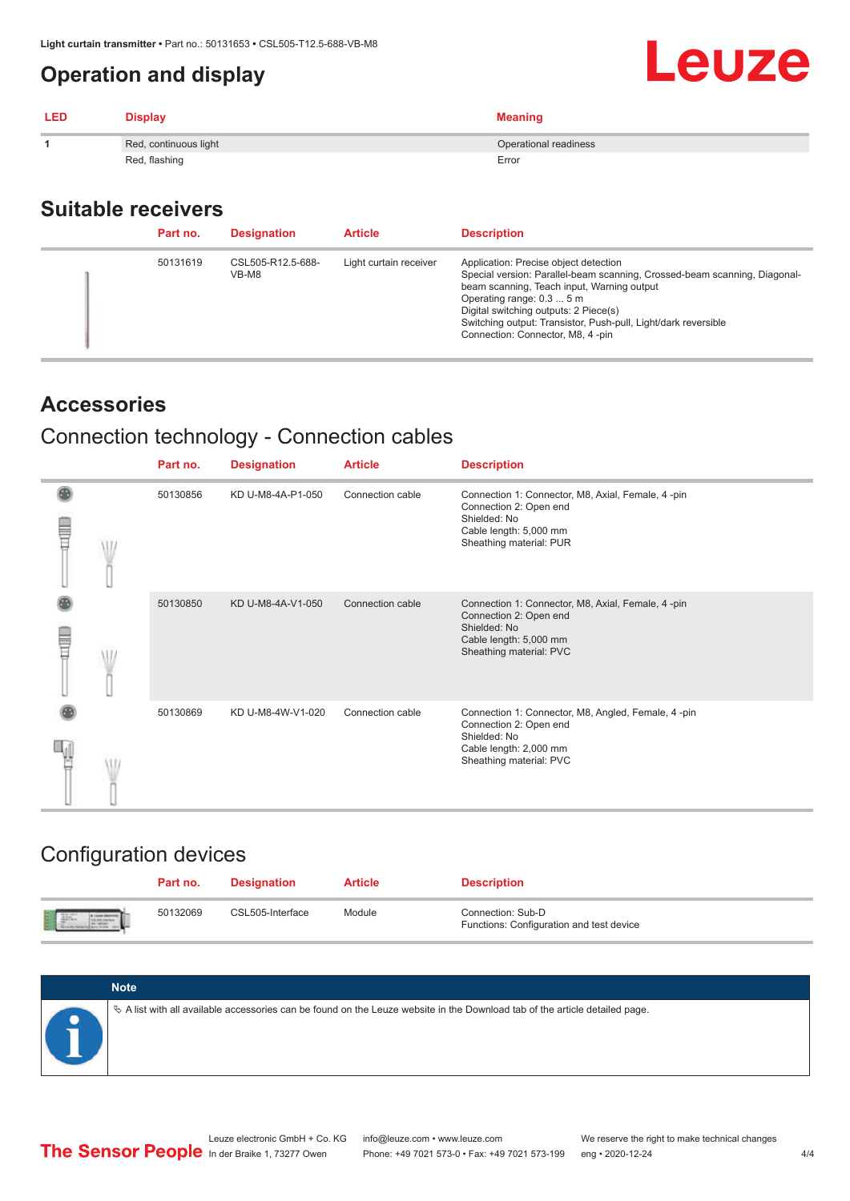# Operation and display

| LED | Display | Meaning |
|---|---|---|
| 1 | Red, continuous light | Operational readiness |
|  | Red, flashing | Error |

## Suitable receivers

| Part no. | Designation | Article | Description |
|---|---|---|---|
| 50131619 | CSL505-R12.5-688-VB-M8 | Light curtain receiver | Application: Precise object detection<br>Special version: Parallel-beam scanning, Crossed-beam scanning, Diagonal-beam scanning, Teach input, Warning output<br>Operating range: 0.3 ... 5 m<br>Digital switching outputs: 2 Piece(s)<br>Switching output: Transistor, Push-pull, Light/dark reversible<br>Connection: Connector, M8, 4 -pin |

## Accessories

### Connection technology - Connection cables

| Part no. | Designation | Article | Description |
|---|---|---|---|
| 50130856 | KD U-M8-4A-P1-050 | Connection cable | Connection 1: Connector, M8, Axial, Female, 4 -pin<br>Connection 2: Open end<br>Shielded: No<br>Cable length: 5,000 mm<br>Sheathing material: PUR |
| 50130850 | KD U-M8-4A-V1-050 | Connection cable | Connection 1: Connector, M8, Axial, Female, 4 -pin<br>Connection 2: Open end<br>Shielded: No<br>Cable length: 5,000 mm<br>Sheathing material: PVC |
| 50130869 | KD U-M8-4W-V1-020 | Connection cable | Connection 1: Connector, M8, Angled, Female, 4 -pin<br>Connection 2: Open end<br>Shielded: No<br>Cable length: 2,000 mm<br>Sheathing material: PVC |

### Configuration devices

| Part no. | Designation | Article | Description |
|---|---|---|---|
| 50132069 | CSL505-Interface | Module | Connection: Sub-D<br>Functions: Configuration and test device |

**Note**

↳ A list with all available accessories can be found on the Leuze website in the Download tab of the article detailed page.